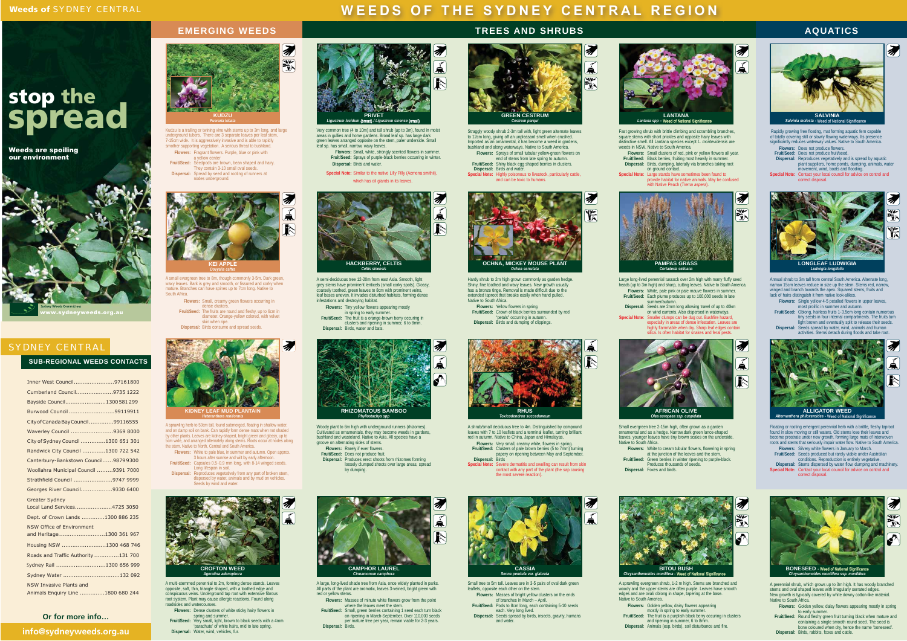# WEEDS OF THE SYDNEY CENTRAL REGION

# stop the spread

**Weeds are spoiling our environment**

Sydney Weeds Committees
www.sydneyweeds.org.au

## SYDNEY CENTRAL

### SUB-REGIONAL WEEDS CONTACTS

| Contact | Phone |
|---|---|
| Inner West Council | 97161800 |
| Cumberland Council | 9735 1222 |
| Bayside Council | 1300 581 299 |
| Burwood Council | 99119911 |
| City of Canada Bay Council | 99116555 |
| Waverley Council | 9369 8000 |
| City of Sydney Council | 1300 651 301 |
| Randwick City Council | 1300 722 542 |
| Canterbury-Bankstown Council | 98799300 |
| Woollahra Municipal Council | 9391 7000 |
| Strathfield Council | 9747 9999 |
| Georges River Council | 9330 6400 |
| Greater Sydney Local Land Services | 4725 3050 |
| Dept. of Crown Lands | 1300 886 235 |
| NSW Office of Environment and Heritage | 1300 361 967 |
| Housing NSW | 1300 468 746 |
| Roads and Traffic Authority | 131 700 |
| Sydney Rail | 1300 656 999 |
| Sydney Water | 132 092 |
| NSW Invasive Plants and Animals Enquiry Line | 1800 680 244 |

**Or for more info...**

**info@sydneyweeds.org.au**

## EMERGING WEEDS

### KUDZU
*Pueraria lobata*

Kudzu is a trailing or twining vine with stems up to 3m long, and large underground tubers. There are 3 separate leaves per leaf stem, 7-15cm wide. It is aggressively invasive and is able to rapidly smother supporting vegetation. A serious threat to bushland.

- **Flowers:** Fragrant flowers. Purple, blue or pink with a yellow center.
- **Fruit/Seed:** Seedpods are brown, bean shaped and hairy. They contain 3-10 small oval seeds.
- **Dispersal:** Spread by seed and rooting of runners at nodes underground.

### KEI APPLE
*Dovyalis caffra*

A small evergreen tree to 8m, though commonly 3-5m. Dark green, waxy leaves. Bark is grey and smooth, or fissured and corky when mature. Branches can have spines up to 7cm long. Native to South Africa.

- **Flowers:** Small, creamy green flowers occurring in dense clusters.
- **Fruit/Seed:** The fruits are round and fleshy, up to 6cm in diameter. Orange-yellow colored, with velvet skin when ripe.
- **Dispersal:** Birds consume and spread seeds.

### KIDNEY LEAF MUD PLANTAIN
*Heteranthera reniformis*

A sprawling herb to 50cm tall, found submerged, floating in shallow water, and on damp soil on bank. Can rapidly form dense mats when not shaded by other plants. Leaves are kidney-shaped, bright green and glossy, up to 5cm wide, and arranged alternately along stems. Roots occur at nodes along the stem. Native to North, Central and South America.

- **Flowers:** White to pale blue, in summer and autumn. Open approx. 3 hours after sunrise and will by early afternoon.
- **Fruit/Seed:** Capsules 0.5-0.9 mm long, with 8-14 winged seeds. Long lifespan in soil.
- **Dispersal:** Reproduces vegetatively from any part of broken stem, dispersed by water, animals and by mud on vehicles. Seeds by wind and water.

### CROFTON WEED
*Ageratina adenophora*

A multi-stemmed perennial to 2m, forming dense stands. Leaves opposite, soft, thin, triangle shaped, with a toothed edge and conspicuous veins. Underground tap root with extensive fibrous root system. Plant may cause allergic reactions. Found along roadsides and watercourses.

- **Flowers:** Dense clusters of white sticky hairy flowers in spring and summer.
- **Fruit/Seed:** Very small, light, brown to black seeds with a 4mm 'parachute' of white hairs, mid to late spring.
- **Dispersal:** Water, wind, vehicles, fur.

## TREES AND SHRUBS

### PRIVET
*Ligustrum lucidum* (broad) / *Ligustrum sinense* (small)

Very common tree (4 to 10m) and tall shrub (up to 3m), found in moist areas in gullies and home gardens. Broad leaf sp. has large dark green leaves arranged opposite on the stem, paler underside. Small leaf sp. has small, narrow, wavy leaves.

- **Flowers:** Small, white, strongly scented flowers in summer.
- **Fruit/Seed:** Sprays of purple-black berries occurring in winter.
- **Dispersal:** Birds and water.
- **Special Note:** Similar to the native Lilly Pilly (Acmena smithii), which has oil glands in its leaves.

### HACKBERRY, CELTIS
*Celtis sinensis*

A semi-deciduous tree 12-20m from east Asia. Smooth, light grey stems have prominent lenticels (small corky spots). Glossy, coarsely toothed, green leaves to 8cm with prominent veins, leaf bases uneven. It invades disturbed habitats, forming dense infestations and destroying habitat.

- **Flowers:** Tiny yellow flowers appearing mostly in spring to early summer.
- **Fruit/Seed:** The fruit is a orange-brown berry occuring in clusters and ripening in summer, 6 to 8mm.
- **Dispersal:** Birds, water and bats.

### RHIZOMATOUS BAMBOO
*Phyllostachys spp*

Woody plant to 6m high with underground runners (rhizomes). Cultivated as ornamentals, they may become weeds in gardens, bushland and wasteland. Native to Asia. All species have a groove on alternating sides of stems.

- **Flowers:** Rarely if ever flowers.
- **Fruit/Seed:** Does not produce fruit.
- **Dispersal:** Produces erect shoots from rhizomes forming loosely clumped shoots over large areas, spread by dumping.

### CAMPHOR LAUREL
*Cinnamomum camphora*

A large, long-lived shade tree from Asia, once widely planted in parks. All parts of the plant are aromatic, leaves 3-veined, bright green with red or yellow stems.

- **Flowers:** Masses of minute white flowers grow from the point where the leaves meet the stem.
- **Fruit/Seed:** Small, green berries containing 1 seed each turn black on ripening in March-September. Over 110,000 seeds per mature tree per year, remain viable for 2-3 years.
- **Dispersal:** Birds.

### GREEN CESTRUM
*Cestrum parqui*

Straggly woody shrub 2-3m tall with, light green alternate leaves to 12cm long, giving off an unpleasant smell when crushed. Imported as an ornamental, it has become a weed in gardens, bushland and along waterways. Native to South America.

- **Flowers:** Sprays of small tubular yellow-green flowers on end of stems from late spring to autumn.
- **Fruit/Seed:** Shiny black egg shaped berries in clusters.
- **Dispersal:** Birds and water.
- **Special Note:** Highly poisonous to livestock, particularly cattle, and can be toxic to humans.

### OCHNA, MICKEY MOUSE PLANT
*Ochna serrulata*

Hardy shrub to 2m high grown commonly as garden hedge. Shiny, fine toothed and wavy leaves. New growth usually has a bronze tinge. Removal is made difficult due to the extended taproot that breaks easily when hand pulled. Native to South Africa.

- **Flowers:** Yellow flowers in spring.
- **Fruit/Seed:** Crown of black berries surrounded by red "petals" occurring in autumn.
- **Dispersal:** Birds and dumping of clippings.

### RHUS
*Toxicodendron succedaneum*

A shrub/small deciduous tree to 4m. Distinguished by compound leaves with 7 to 10 leaflets and a terminal leaflet, turning brilliant red in autumn. Native to China, Japan and Himalayas.

- **Flowers:** Very small, creamy white, flowers in spring.
- **Fruit/Seed:** Clusters of pale brown berries (5 to 7mm) turning papery on ripening between May and September.
- **Dispersal:** Birds
- **Special Note:** Severe dermatitis and swelling can result from skin contact with any part of the plant (the sap causing the most severe reaction).

### CASSIA
*Senna pendula var. glabrata*

Small tree to 5m tall. Leaves are in 3-5 pairs of oval dark green leaflets, opposite each other on the stem.

- **Flowers:** Masses of bright yellow clusters on the ends of branches in March – April.
- **Fruit/Seed:** Pods to 8cm long, each containing 5-10 seeds each. Very long lived.
- **Dispersal:** Seeds spread by birds, insects, gravity, humans and water.

### LANTANA
*Lantana spp* - Weed of National Significance

Fast growing shrub with brittle climbing and scrambling branches, square stems with short prickles and opposite hairy leaves with distinctive smell. All Lantana species except *L. montevidensis* are weeds in NSW. Native to South America.

- **Flowers:** Small clusters of red, pink or yellow flowers all year.
- **Fruit/Seed:** Black berries, fruiting most heavily in summer.
- **Dispersal:** Birds, dumping, laterally via branches taking root on ground contact.
- **Special Note:** Large stands have sometimes been found to provide habitat for native animals. May be confused with Native Peach (*Trema aspera*).

### PAMPAS GRASS
*Cortaderia selloana*

Large long-lived perennial tussock over 2m high with many fluffy seed heads (up to 3m high) and sharp, cutting leaves. Native to South America.

- **Flowers:** White, pale pink or pale mauve flowers in summer.
- **Fruit/Seed:** Each plume produces up to 100,000 seeds in late summer/autumn.
- **Dispersal:** Seeds are 2mm long allowing travel of up to 40km on wind currents. Also dispersed in waterways.
- **Special Note:** Smaller clumps can be dug out. Bushfire hazard, especially in areas of dense infestation. Leaves are highly flammable when dry. Sharp leaf edges contain silica. Is often habitat for snakes and feral pests.

### AFRICAN OLIVE
*Olea europaea ssp. cuspidata*

Small evergreen tree 2-15m high, often grown as a garden ornamental and as a hedge. Narrow, dark green lance-shaped leaves, younger leaves have tiny brown scales on the underside. Native to South Africa.

- **Flowers:** White to cream tubular flowers, flowering in spring at the junction of the leaves and the stem.
- **Fruit/Seed:** Green berries in winter ripening to purple-black. Produces thousands of seeds.
- **Dispersal:** Foxes and birds.

### BITOU BUSH
*Chrysanthemoides monilifera* - Weed of National Significance

A sprawling evergreen shrub, 1-2 m high. Stems are branched and woody and the upper stems are often purple. Leaves have smooth edges and are oval/ oblong in shape, tapering at the base. Native to South Africa.

- **Flowers:** Golden yellow, daisy flowers appearing mostly in spring to early summer.
- **Fruit/Seed:** The fruit is a purplish black berry occuring in clusters and ripening in summer, 6 to 8mm.
- **Dispersal:** Animals (esp. birds), soil disturbance and fire.

## AQUATICS

### SALVINIA
*Salvinia molesta* - Weed of National Significance

Rapidly growing free floating, mat forming aquatic fern capable of totally covering still or slowly flowing waterways. Its presence significantly reduces waterway values. Native to South America.

- **Flowers:** Does not produce flowers.
- **Fruit/Seed:** Does not produce fruit/seed.
- **Dispersal:** Reproduces vegetatively and is spread by aquatic plant suppliers, home ponds, dumping, animals, water movement, wind, boats and flooding.
- **Special Note:** Contact your local council for advice on control and correct disposal.

### LONGLEAF LUDWIGIA
*Ludwigia longifolia*

Annual shrub to 3m tall from central South America. Alternate long, narrow 15cm leaves reduce in size up the stem. Stems red, narrow, winged and branch towards the apex. Squared stems, fruits and lack of hairs distinguish it from native look-alikes.

- **Flowers:** Single yellow 4-5 petalled flowers in upper leaves, most prolific in summer and autumn.
- **Fruit/Seed:** Oblong, hairless fruits 1-3.5cm long contain numerous tiny seeds in four internal compartments. The fruits turn light brown and eventually split to release their seeds.
- **Dispersal:** Seeds spread by water, wind, animals and human activities. Stems detach during floods and take root.

### ALLIGATOR WEED
*Alternanthera philoxeroides* - Weed of National Significance

Floating or rooting emergent perennial herb with a brittle, fleshy taproot found in slow moving or still waters. Old stems lose their leaves and become prostrate under new growth, forming large mats of interwoven roots and stems that seriously impair water flow. Native to South America.

- **Flowers:** Silvery white flowers in January to March.
- **Fruit/Seed:** Seeds produced but rarely viable under Australian conditions. Reproduction is entirely vegetative.
- **Dispersal:** Stems dispersed by water flow, dumping and machinery.
- **Special Note:** Contact your local council for advice on control and correct disposal.

### BONESEED - Weed of National Significance
*Chrysanthemoides monilifera ssp. monilifera*

A perennial shrub, which grows up to 3m high. It has woody branched stems and oval shaped leaves with irregularly serrated edges. New growth is typically covered by white downy cotton-like material. Native to South Africa.

- **Flowers:** Golden yellow, daisy flowers appearing mostly in spring to early summer.
- **Fruit/Seed:** Round fleshy green fruit turning black when mature and containing a single smooth round seed. The seed is bone coloured when dry, hence the name 'boneseed'.
- **Dispersal:** Birds, rabbits, foxes and cattle.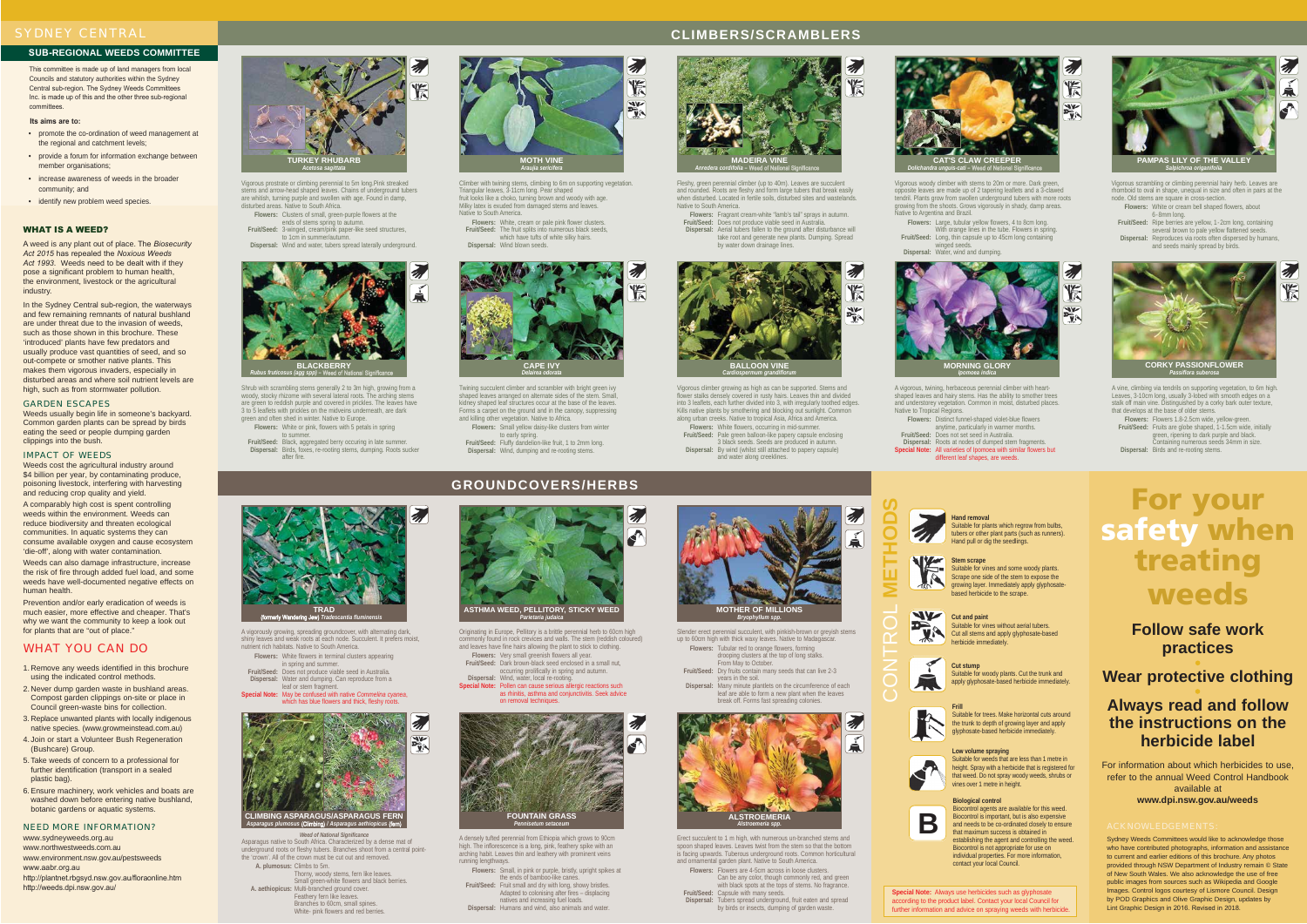# SYDNEY CENTRAL

## SUB-REGIONAL WEEDS COMMITTEE

This committee is made up of land managers from local Councils and statutory authorities within the Sydney Central sub-region. The Sydney Weeds Committees Inc. is made up of this and the other three sub-regional committees.

**Its aims are to:**

- promote the co-ordination of weed management at the regional and catchment levels;
- provide a forum for information exchange between member organisations;
- increase awareness of weeds in the broader community; and
- identify new problem weed species.

### WHAT IS A WEED?

A weed is any plant out of place. The *Biosecurity Act 2015* has repealed the *Noxious Weeds Act 1993*. Weeds need to be dealt with if they pose a significant problem to human health, the environment, livestock or the agricultural industry.

In the Sydney Central sub-region, the waterways and few remaining remnants of natural bushland are under threat due to the invasion of weeds, such as those shown in this brochure. These 'introduced' plants have few predators and usually produce vast quantities of seed, and so out-compete or smother native plants. This makes them vigorous invaders, especially in disturbed areas and where soil nutrient levels are high, such as from stormwater pollution.

### GARDEN ESCAPES

Weeds usually begin life in someone's backyard. Common garden plants can be spread by birds eating the seed or people dumping garden clippings into the bush.

### IMPACT OF WEEDS

Weeds cost the agricultural industry around $4 billion per year, by contaminating produce, poisoning livestock, interfering with harvesting and reducing crop quality and yield.

A comparably high cost is spent controlling weeds within the environment. Weeds can reduce biodiversity and threaten ecological communities. In aquatic systems they can consume available oxygen and cause ecosystem 'die-off', along with water contamination.

Weeds can also damage infrastructure, increase the risk of fire through added fuel load, and some weeds have well-documented negative effects on human health.

Prevention and/or early eradication of weeds is much easier, more effective and cheaper. That's why we want the community to keep a look out for plants that are "out of place."

## WHAT YOU CAN DO

1. Remove any weeds identified in this brochure using the indicated control methods.
2. Never dump garden waste in bushland areas. Compost garden clippings on-site or place in Council green-waste bins for collection.
3. Replace unwanted plants with locally indigenous native species. (www.growmeinstead.com.au)
4. Join or start a Volunteer Bush Regeneration (Bushcare) Group.
5. Take weeds of concern to a professional for further identification (transport in a sealed plastic bag).
6. Ensure machinery, work vehicles and boats are washed down before entering native bushland, botanic gardens or aquatic systems.

### NEED MORE INFORMATION?

www.sydneyweeds.org.au
www.northwestweeds.com.au
www.environment.nsw.gov.au/pestsweeds
www.aabr.org.au
http://plantnet.rbgsyd.nsw.gov.au/floraonline.htm
http://weeds.dpi.nsw.gov.au/

## CLIMBERS/SCRAMBLERS

### TURKEY RHUBARB
*Acetosa sagittata*

Vigorous prostrate or climbing perennial to 5m long. Pink streaked stems and arrow-head shaped leaves. Chains of underground tubers are whitish, turning purple and swollen with age. Found in damp, disturbed areas. Native to South Africa.

**Flowers:** Clusters of small, green-purple flowers at the ends of stems spring to autumn.
**Fruit/Seed:** 3-winged, cream/pink paper-like seed structures, to 1cm in summer/autumn.
**Dispersal:** Wind and water, tubers spread laterally underground.

### MOTH VINE
*Araujia sericifera*

Climber with twining stems, climbing to 6m on supporting vegetation. Triangular leaves, 3-11cm long. Pear shaped fruit looks like a choko, turning brown and woody with age. Milky latex is exuded from damaged stems and leaves. Native to South America.

**Flowers:** White, cream or pale pink flower clusters.
**Fruit/Seed:** The fruit splits into numerous black seeds, which have tufts of white silky hairs.
**Dispersal:** Wind blown seeds.

### MADEIRA VINE
*Anredera cordifolia* – Weed of National Significance

Fleshy, green perennial climber (up to 40m). Leaves are succulent and rounded. Roots are fleshy and form large tubers that break easily when disturbed. Located in fertile soils, disturbed sites and wastelands. Native to South America.

**Flowers:** Fragrant cream-white "lamb's tail" sprays in autumn.
**Fruit/Seed:** Does not produce viable seed in Australia.
**Dispersal:** Aerial tubers fallen to the ground after disturbance will take root and generate new plants. Dumping. Spread by water down drainage lines.

### CAT'S CLAW CREEPER
*Dolichandra unguis-cati* – Weed of National Significance

Vigorous woody climber with stems to 20m or more. Dark green, opposite leaves are made up of 2 tapering leaflets and a 3-clawed tendril. Plants grow from swollen underground tubers with more roots growing from the shoots. Grows vigorously in shady, damp areas. Native to Argentina and Brazil.

**Flowers:** Large, tubular yellow flowers, 4 to 8cm long. With orange lines in the tube. Flowers in spring.
**Fruit/Seed:** Long, thin capsule up to 45cm long containing winged seeds.
**Dispersal:** Water, wind and dumping.

### PAMPAS LILY OF THE VALLEY
*Salpichroa origanifolia*

Vigorous scrambling or climbing perennial hairy herb. Leaves are rhomboid to oval in shape, unequal in size and often in pairs at the node. Old stems are square in cross-section.

**Flowers:** White or cream bell shaped flowers, about 6-8mm long.
**Fruit/Seed:** Ripe berries are yellow, 1-2cm long, containing several brown to pale yellow flattened seeds.
**Dispersal:** Reproduces via roots often dispersed by humans, and seeds mainly spread by birds.

### BLACKBERRY
*Rubus fruticosus (agg spp)* – Weed of National Significance

Shrub with scrambling stems generally 2 to 3m high, growing from a woody, stocky rhizome with several lateral roots. The arching stems are green to reddish purple and covered in prickles. The leaves have 3 to 5 leaflets with prickles on the midveins underneath, are dark green and often shed in winter. Native to Europe.

**Flowers:** White or pink, flowers with 5 petals in spring to summer.
**Fruit/Seed:** Black, aggregated berry occurring in late summer.
**Dispersal:** Birds, foxes, re-rooting stems, dumping. Roots sucker after fire.

### CAPE IVY
*Delairea odorata*

Twining succulent climber and scrambler with bright green ivy shaped leaves arranged on alternate sides of the stem. Small, kidney shaped leaf structures occur at the base of the leaves. Forms a carpet on the ground and in the canopy, suppressing and killing other vegetation. Native to Africa.

**Flowers:** Small yellow daisy-like clusters from winter to early spring.
**Fruit/Seed:** Fluffy dandelion-like fruit, 1 to 2mm long.
**Dispersal:** Wind, dumping and re-rooting stems.

### BALLOON VINE
*Cardiospermum grandiflorum*

Vigorous climber growing as high as can be supported. Stems and flower stalks densely covered in rusty hairs. Leaves thin and divided into 3 leaflets, each further divided into 3, with irregularly toothed edges. Kills native plants by smothering and blocking out sunlight. Common along urban creeks. Native to tropical Asia, Africa and America.

**Flowers:** White flowers, occurring in mid-summer.
**Fruit/Seed:** Pale green balloon-like papery capsule enclosing 3 black seeds. Seeds are produced in autumn.
**Dispersal:** By wind (whilst still attached to papery capsule) and water along creeklines.

### MORNING GLORY
*Ipomoea indica*

A vigorous, twining, herbaceous perennial climber with heart-shaped leaves and hairy stems. Has the ability to smother trees and understorey vegetation. Common in moist, disturbed places. Native to Tropical Regions.

**Flowers:** Distinct funnel-shaped violet-blue flowers anytime, particularly in warmer months.
**Fruit/Seed:** Does not set seed in Australia.
**Dispersal:** Roots at nodes of dumped stem fragments.
**Special Note:** All varieties of Ipomoea with similar flowers but different leaf shapes, are weeds.

### CORKY PASSIONFLOWER
*Passiflora suberosa*

A vine, climbing via tendrils on supporting vegetation, to 6m high. Leaves, 3-10cm long, usually 3-lobed with smooth edges on a stalk off main vine. Distinguished by a corky bark outer texture, that develops at the base of older stems.

**Flowers:** Flowers 1.8-2.5cm wide, yellow-green.
**Fruit/Seed:** Fruits are globe shaped, 1-1.5cm wide, initially green, ripening to dark purple and black. Containing numerous seeds 34mm in size.
**Dispersal:** Birds and re-rooting stems.

## GROUNDCOVERS/HERBS

### TRAD
(formerly Wandering Jew) *Tradescantia fluminensis*

A vigorously growing, spreading groundcover, with alternating dark, shiny leaves and weak roots at each node. Succulent. It prefers moist, nutrient rich habitats. Native to South America.

**Flowers:** White flowers in terminal clusters appearing in spring and summer.
**Fruit/Seed:** Does not produce viable seed in Australia.
**Dispersal:** Water and dumping. Can reproduce from a leaf or stem fragment.
**Special Note:** May be confused with native *Commelina cyanea*, which has blue flowers and thick, fleshy roots.

### ASTHMA WEED, PELLITORY, STICKY WEED
*Parietaria judaica*

Originating in Europe, Pellitory is a brittle perennial herb to 60cm high commonly found in rock crevices and walls. The stem (reddish coloured) and leaves have fine hairs allowing the plant to stick to clothing.

**Flowers:** Very small greenish flowers all year.
**Fruit/Seed:** Dark brown-black seed enclosed in a small nut, occurring prolifically in spring and autumn.
**Dispersal:** Wind, water, local re-rooting.
**Special Note:** Pollen can cause serious allergic reactions such as rhinitis, asthma and conjunctivitis. Seek advice on removal techniques.

### MOTHER OF MILLIONS
*Bryophyllum spp.*

Slender erect perennial succulent, with pinkish-brown or greyish stems up to 60cm high with thick waxy leaves. Native to Madagascar.

**Flowers:** Tubular red to orange flowers, forming drooping clusters at the top of long stalks. From May to October.
**Fruit/Seed:** Dry fruits contain many seeds that can live 2-3 years in the soil.
**Dispersal:** Many minute plantlets on the circumference of each leaf are able to form a new plant when the leaves break off. Forms fast spreading colonies.

### CLIMBING ASPARAGUS/ASPARAGUS FERN
*Asparagus plumosus* (Climbing) / *Asparagus aethiopicus* (fern)

*Weed of National Significance*

Asparagus native to South Africa. Characterized by a dense mat of underground roots or fleshy tubers. Branches shoot from a central point- the 'crown'. All of the crown must be cut out and removed.

**A. plumosus:** Climbs to 5m. Thorny, woody stems, fern like leaves. Small green-white flowers and black berries.
**A. aethiopicus:** Multi-branched ground cover. Feathery fern like leaves. Branches to 60cm, small spines. White- pink flowers and red berries.

### FOUNTAIN GRASS
*Pennisetum setaceum*

A densely tufted perennial from Ethiopia which grows to 90cm high. The inflorescence is a long, pink, feathery spike with an arching habit. Leaves thin and leathery with prominent veins running lengthways.

**Flowers:** Small, in pink or purple, bristly, upright spikes at the ends of bamboo-like canes.
**Fruit/Seed:** Fruit small and dry with long, showy bristles. Adapted to colonising after fires – displacing natives and increasing fuel loads.
**Dispersal:** Humans and wind, also animals and water.

### ALSTROEMERIA
*Alstroemeria spp.*

Erect succulent to 1 m high, with numerous un-branched stems and spoon shaped leaves. Leaves twist from the stem so that the bottom is facing upwards. Tuberous underground roots. Common horticultural and ornamental garden plant. Native to South America.

**Flowers:** Flowers are 4-5cm across in loose clusters. Can be any color, though commonly red, and green with black spots at the tops of stems. No fragrance.
**Fruit/Seed:** Capsule with many seeds.
**Dispersal:** Tubers spread underground, fruit eaten and spread by birds or insects, dumping of garden waste.

## CONTROL METHODS

**Hand removal**
Suitable for plants which regrow from bulbs, tubers or other plant parts (such as runners). Hand pull or dig the seedlings.

**Stem scrape**
Suitable for vines and some woody plants. Scrape one side of the stem to expose the growing layer. Immediately apply glyphosate-based herbicide to the scrape.

**Cut and paint**
Suitable for vines without aerial tubers. Cut all stems and apply glyphosate-based herbicide immediately.

**Cut stump**
Suitable for woody plants. Cut the trunk and apply glyphosate-based herbicide immediately.

**Frill**
Suitable for trees. Make horizontal cuts around the trunk to depth of growing layer and apply glyphosate-based herbicide immediately.

**Low volume spraying**
Suitable for weeds that are less than 1 metre in height. Spray with a herbicide that is registered for that weed. Do not spray woody weeds, shrubs or vines over 1 metre in height.

**Biological control**
Biocontrol agents are available for this weed. Biocontrol is important, but is also expensive and needs to be co-ordinated closely to ensure that maximum success is obtained in establishing the agent and controlling the weed. Biocontrol is not appropriate for use on individual properties. For more information, contact your local Council.

**Special Note:** Always use herbicides such as glyphosate according to the product label. Contact your local Council for further information and advice on spraying weeds with herbicide.

# For your safety when treating weeds

**Follow safe work practices**

**Wear protective clothing**

**Always read and follow the instructions on the herbicide label**

For information about which herbicides to use, refer to the annual Weed Control Handbook available at **www.dpi.nsw.gov.au/weeds**

### ACKNOWLEDGEMENTS:

Sydney Weeds Committees would like to acknowledge those who have contributed photographs, information and assistance to current and earlier editions of this brochure. Any photos provided through NSW Department of Industry remain © State of New South Wales. We also acknowledge the use of free public images from sources such as Wikipedia and Google Images. Control logos courtesy of Lismore Council. Design by POD Graphics and Olive Graphic Design, updates by Lint Graphic Design in 2016. Revised in 2018.